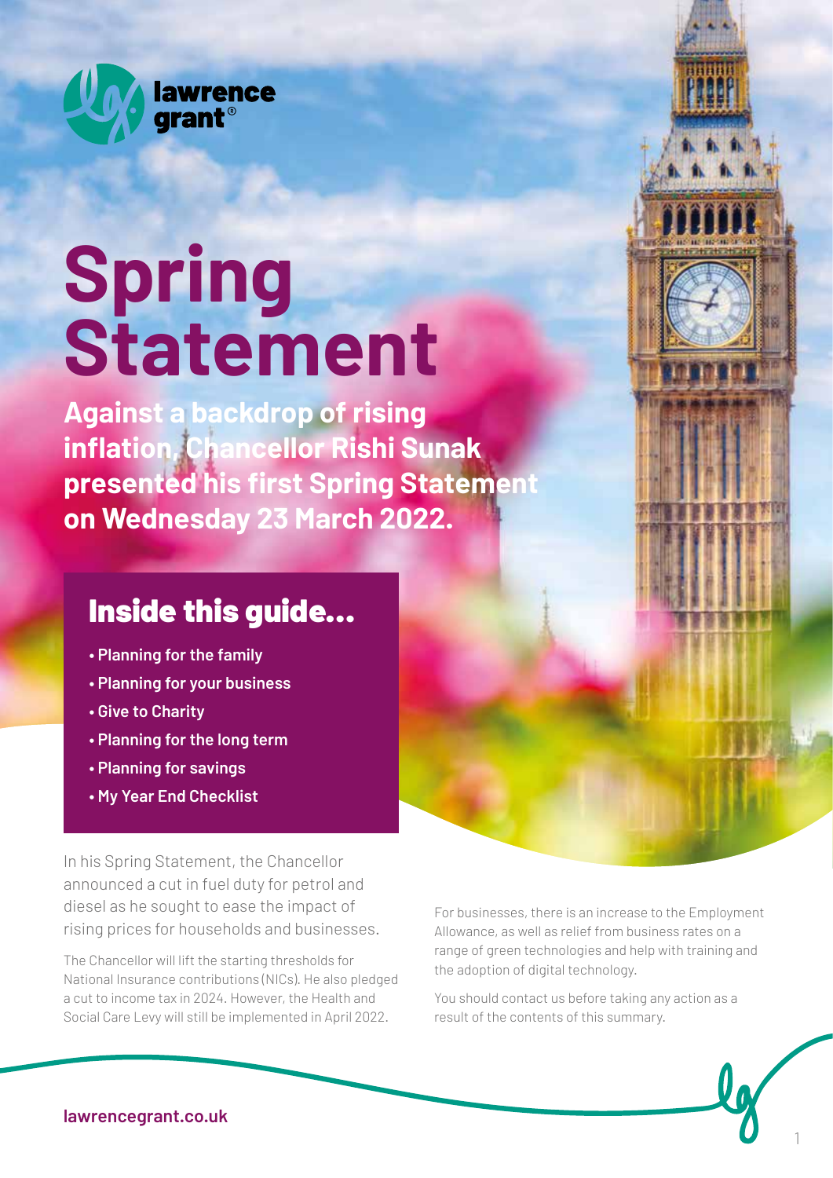lawrence grant®

# Spring Statement

**Against a backdrop of rising inflation, Chancellor Rishi Sunak presented his first Spring Statement on Wednesday 23 March 2022.**

## Inside this guide...

- **Planning for the family**
- **Planning for your business**
- **Give to Charity**
- **Planning for the long term**
- **Planning for savings**
- **My Year End Checklist**

In his Spring Statement, the Chancellor announced a cut in fuel duty for petrol and diesel as he sought to ease the impact of rising prices for households and businesses.

The Chancellor will lift the starting thresholds for National Insurance contributions (NICs). He also pledged a cut to income tax in 2024. However, the Health and Social Care Levy will still be implemented in April 2022.

For businesses, there is an increase to the Employment Allowance, as well as relief from business rates on a range of green technologies and help with training and the adoption of digital technology.

You should contact us before taking any action as a result of the contents of this summary.

**lawrencegrant.co.uk**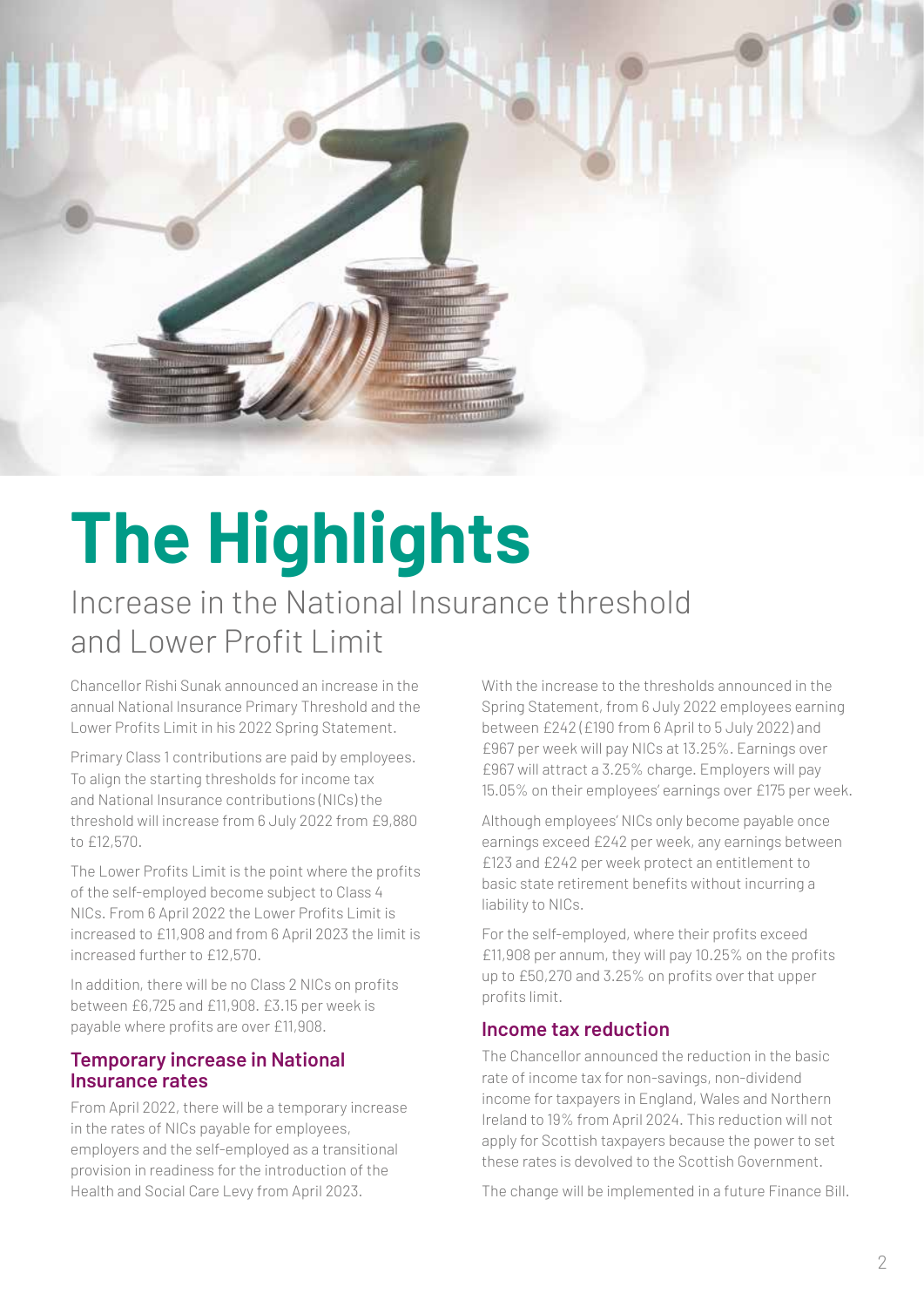# The Highlights

## Increase in the National Insurance threshold and Lower Profit Limit

Chancellor Rishi Sunak announced an increase in the annual National Insurance Primary Threshold and the Lower Profits Limit in his 2022 Spring Statement.

Primary Class 1 contributions are paid by employees. To align the starting thresholds for income tax and National Insurance contributions (NICs) the threshold will increase from 6 July 2022 from £9,880 to £12,570.

The Lower Profits Limit is the point where the profits of the self-employed become subject to Class 4 NICs. From 6 April 2022 the Lower Profits Limit is increased to £11,908 and from 6 April 2023 the limit is increased further to £12,570.

In addition, there will be no Class 2 NICs on profits between £6,725 and £11,908. £3.15 per week is payable where profits are over £11,908.

### Temporary increase in National Insurance rates

From April 2022, there will be a temporary increase in the rates of NICs payable for employees, employers and the self-employed as a transitional provision in readiness for the introduction of the Health and Social Care Levy from April 2023.

With the increase to the thresholds announced in the Spring Statement, from 6 July 2022 employees earning between £242 (£190 from 6 April to 5 July 2022) and £967 per week will pay NICs at 13.25%. Earnings over £967 will attract a 3.25% charge. Employers will pay 15.05% on their employees' earnings over £175 per week.

Although employees' NICs only become payable once earnings exceed £242 per week, any earnings between £123 and £242 per week protect an entitlement to basic state retirement benefits without incurring a liability to NICs.

For the self-employed, where their profits exceed £11,908 per annum, they will pay 10.25% on the profits up to £50,270 and 3.25% on profits over that upper profits limit.

### Income tax reduction

The Chancellor announced the reduction in the basic rate of income tax for non-savings, non-dividend income for taxpayers in England, Wales and Northern Ireland to 19% from April 2024. This reduction will not apply for Scottish taxpayers because the power to set these rates is devolved to the Scottish Government.

The change will be implemented in a future Finance Bill.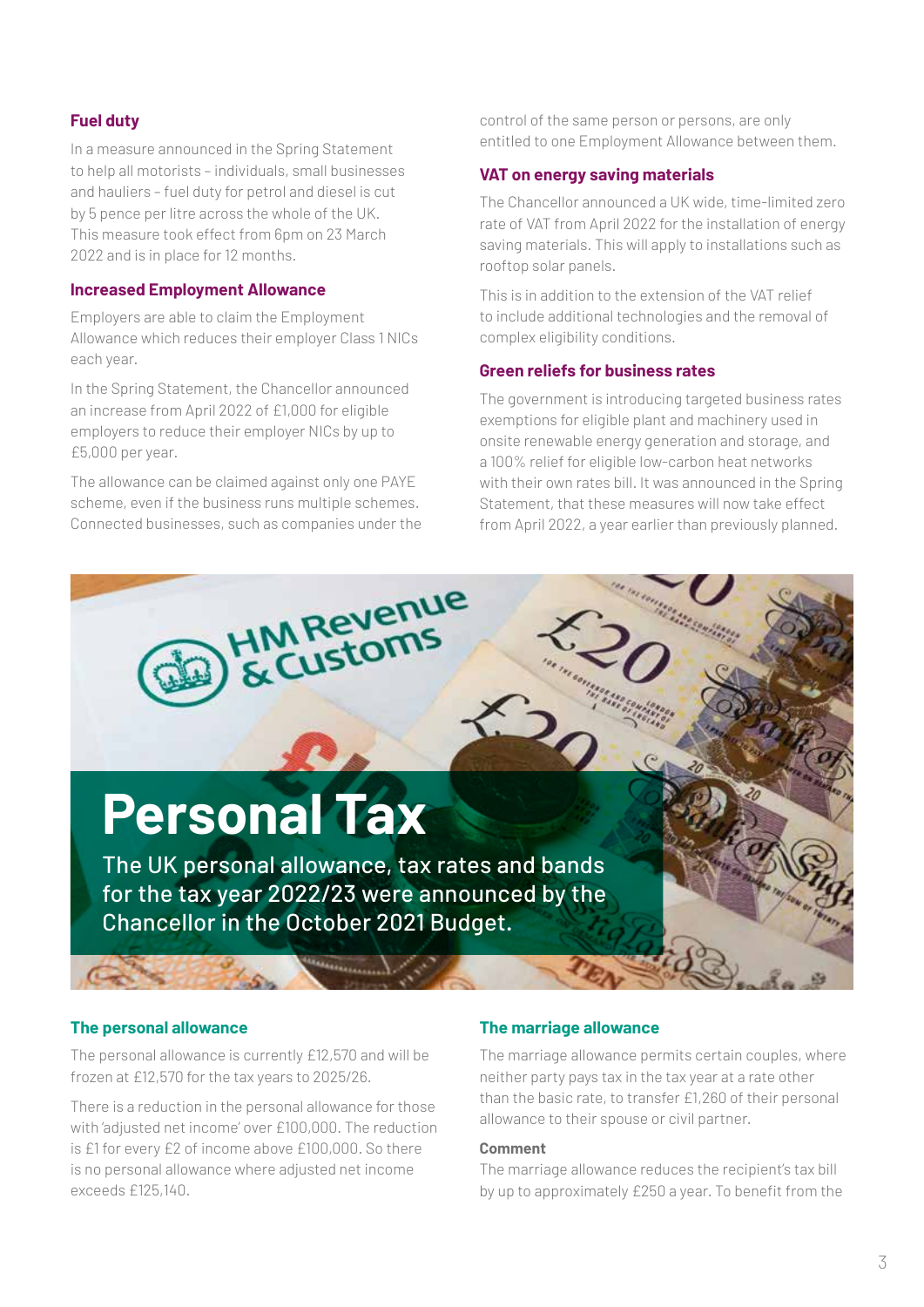### Fuel duty

In a measure announced in the Spring Statement to help all motorists - individuals, small businesses and hauliers - fuel duty for petrol and diesel is cut by 5 pence per litre across the whole of the UK. This measure took effect from 6pm on 23 March 2022 and is in place for 12 months.

### Increased Employment Allowance

Employers are able to claim the Employment Allowance which reduces their employer Class 1 NICs each year.

In the Spring Statement, the Chancellor announced an increase from April 2022 of £1,000 for eligible employers to reduce their employer NICs by up to £5,000 per year.

The allowance can be claimed against only one PAYE scheme, even if the business runs multiple schemes. Connected businesses, such as companies under the control of the same person or persons, are only entitled to one Employment Allowance between them.

### VAT on energy saving materials

The Chancellor announced a UK wide, time-limited zero rate of VAT from April 2022 for the installation of energy saving materials. This will apply to installations such as rooftop solar panels.

This is in addition to the extension of the VAT relief to include additional technologies and the removal of complex eligibility conditions.

### Green reliefs for business rates

The government is introducing targeted business rates exemptions for eligible plant and machinery used in onsite renewable energy generation and storage, and a 100% relief for eligible low-carbon heat networks with their own rates bill. It was announced in the Spring Statement, that these measures will now take effect from April 2022, a year earlier than previously planned.

# Personal Tax

The UK personal allowance, tax rates and bands for the tax year 2022/23 were announced by the Chancellor in the October 2021 Budget.

### The personal allowance

The personal allowance is currently £12,570 and will be frozen at £12,570 for the tax years to 2025/26.

There is a reduction in the personal allowance for those with 'adjusted net income' over £100,000. The reduction is £1 for every £2 of income above £100,000. So there is no personal allowance where adjusted net income exceeds £125,140.

### The marriage allowance

The marriage allowance permits certain couples, where neither party pays tax in the tax year at a rate other than the basic rate, to transfer £1,260 of their personal allowance to their spouse or civil partner.

**Comment**

The marriage allowance reduces the recipient's tax bill by up to approximately £250 a year. To benefit from the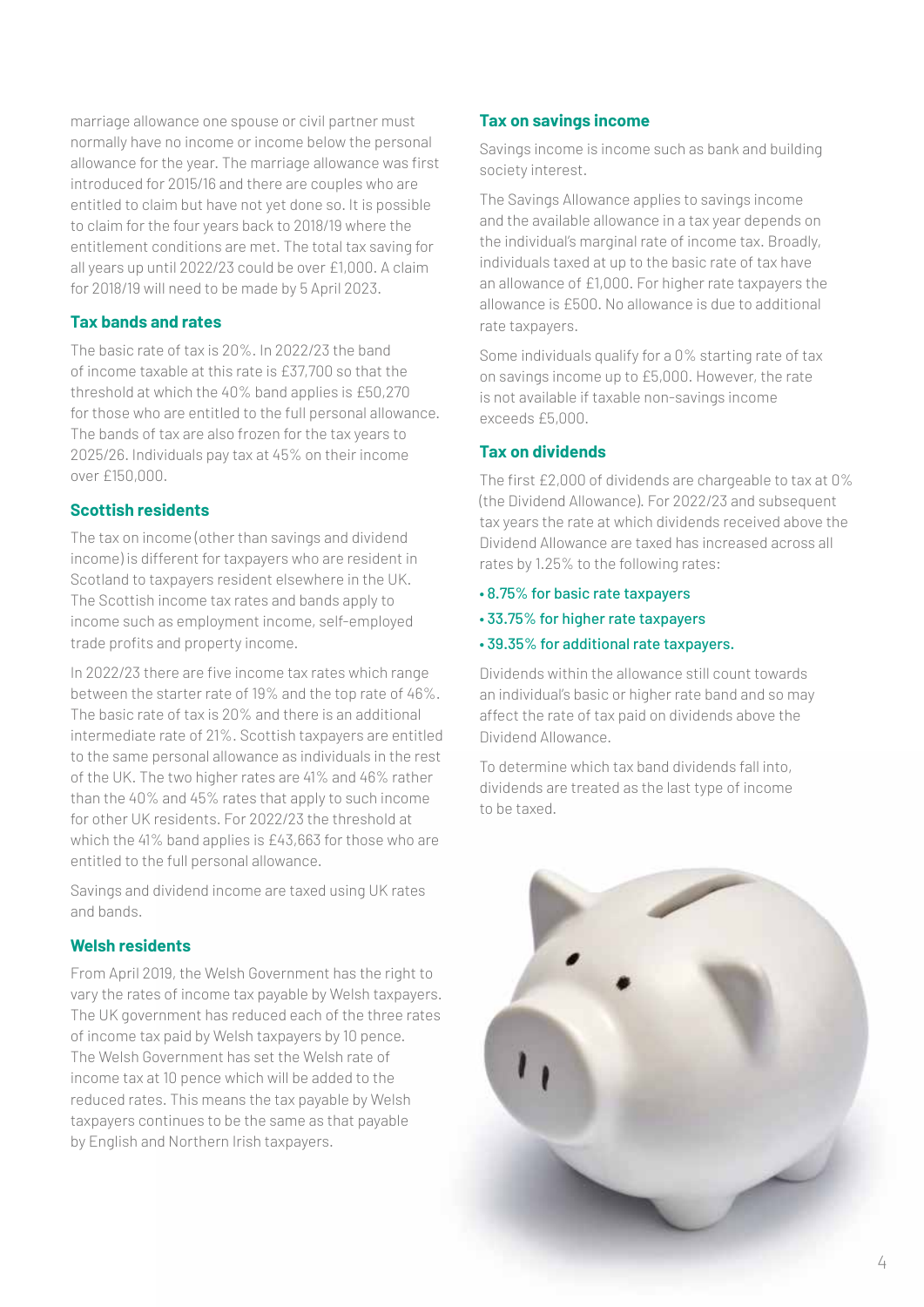marriage allowance one spouse or civil partner must normally have no income or income below the personal allowance for the year. The marriage allowance was first introduced for 2015/16 and there are couples who are entitled to claim but have not yet done so. It is possible to claim for the four years back to 2018/19 where the entitlement conditions are met. The total tax saving for all years up until 2022/23 could be over £1,000. A claim for 2018/19 will need to be made by 5 April 2023.

### Tax bands and rates

The basic rate of tax is 20%. In 2022/23 the band of income taxable at this rate is £37,700 so that the threshold at which the 40% band applies is £50,270 for those who are entitled to the full personal allowance. The bands of tax are also frozen for the tax years to 2025/26. Individuals pay tax at 45% on their income over £150,000.

### Scottish residents

The tax on income (other than savings and dividend income) is different for taxpayers who are resident in Scotland to taxpayers resident elsewhere in the UK. The Scottish income tax rates and bands apply to income such as employment income, self-employed trade profits and property income.

In 2022/23 there are five income tax rates which range between the starter rate of 19% and the top rate of 46%. The basic rate of tax is 20% and there is an additional intermediate rate of 21%. Scottish taxpayers are entitled to the same personal allowance as individuals in the rest of the UK. The two higher rates are 41% and 46% rather than the 40% and 45% rates that apply to such income for other UK residents. For 2022/23 the threshold at which the 41% band applies is £43,663 for those who are entitled to the full personal allowance.

Savings and dividend income are taxed using UK rates and bands.

### Welsh residents

From April 2019, the Welsh Government has the right to vary the rates of income tax payable by Welsh taxpayers. The UK government has reduced each of the three rates of income tax paid by Welsh taxpayers by 10 pence. The Welsh Government has set the Welsh rate of income tax at 10 pence which will be added to the reduced rates. This means the tax payable by Welsh taxpayers continues to be the same as that payable by English and Northern Irish taxpayers.

### Tax on savings income

Savings income is income such as bank and building society interest.

The Savings Allowance applies to savings income and the available allowance in a tax year depends on the individual's marginal rate of income tax. Broadly, individuals taxed at up to the basic rate of tax have an allowance of £1,000. For higher rate taxpayers the allowance is £500. No allowance is due to additional rate taxpayers.

Some individuals qualify for a 0% starting rate of tax on savings income up to £5,000. However, the rate is not available if taxable non-savings income exceeds £5,000.

### Tax on dividends

The first £2,000 of dividends are chargeable to tax at 0% (the Dividend Allowance). For 2022/23 and subsequent tax years the rate at which dividends received above the Dividend Allowance are taxed has increased across all rates by 1.25% to the following rates:

- 8.75% for basic rate taxpayers
- 33.75% for higher rate taxpayers
- 39.35% for additional rate taxpayers.

Dividends within the allowance still count towards an individual's basic or higher rate band and so may affect the rate of tax paid on dividends above the Dividend Allowance.

To determine which tax band dividends fall into, dividends are treated as the last type of income to be taxed.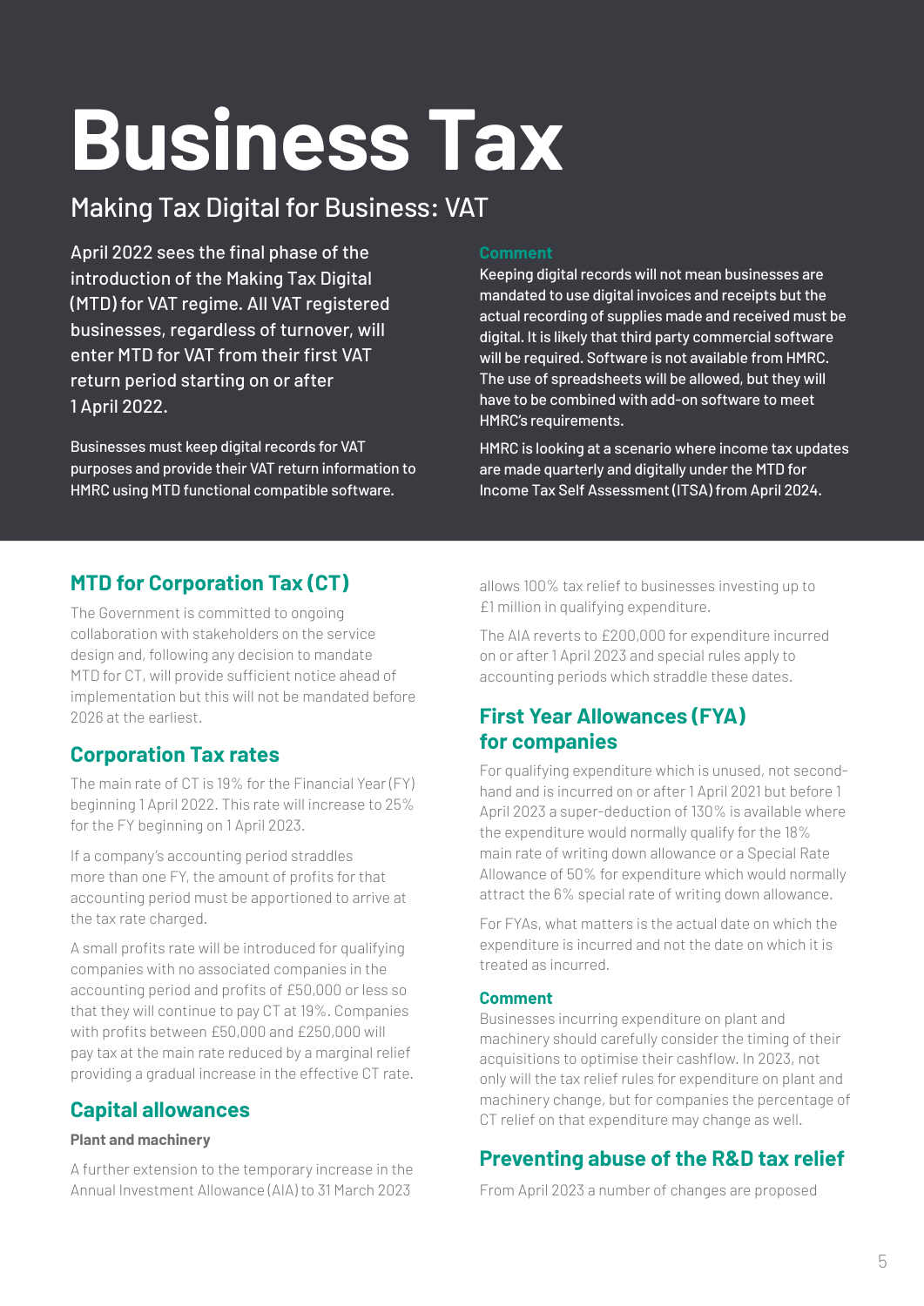# Business Tax

## Making Tax Digital for Business: VAT

April 2022 sees the final phase of the introduction of the Making Tax Digital (MTD) for VAT regime. All VAT registered businesses, regardless of turnover, will enter MTD for VAT from their first VAT return period starting on or after 1 April 2022.

Businesses must keep digital records for VAT purposes and provide their VAT return information to HMRC using MTD functional compatible software.

### Comment

Keeping digital records will not mean businesses are mandated to use digital invoices and receipts but the actual recording of supplies made and received must be digital. It is likely that third party commercial software will be required. Software is not available from HMRC. The use of spreadsheets will be allowed, but they will have to be combined with add-on software to meet HMRC's requirements.

HMRC is looking at a scenario where income tax updates are made quarterly and digitally under the MTD for Income Tax Self Assessment (ITSA) from April 2024.

## MTD for Corporation Tax (CT)

The Government is committed to ongoing collaboration with stakeholders on the service design and, following any decision to mandate MTD for CT, will provide sufficient notice ahead of implementation but this will not be mandated before 2026 at the earliest.

## Corporation Tax rates

The main rate of CT is 19% for the Financial Year (FY) beginning 1 April 2022. This rate will increase to 25% for the FY beginning on 1 April 2023.

If a company's accounting period straddles more than one FY, the amount of profits for that accounting period must be apportioned to arrive at the tax rate charged.

A small profits rate will be introduced for qualifying companies with no associated companies in the accounting period and profits of £50,000 or less so that they will continue to pay CT at 19%. Companies with profits between £50,000 and £250,000 will pay tax at the main rate reduced by a marginal relief providing a gradual increase in the effective CT rate.

## Capital allowances

**Plant and machinery**

A further extension to the temporary increase in the Annual Investment Allowance (AIA) to 31 March 2023 allows 100% tax relief to businesses investing up to £1 million in qualifying expenditure.

The AIA reverts to £200,000 for expenditure incurred on or after 1 April 2023 and special rules apply to accounting periods which straddle these dates.

## First Year Allowances (FYA) for companies

For qualifying expenditure which is unused, not second-hand and is incurred on or after 1 April 2021 but before 1 April 2023 a super-deduction of 130% is available where the expenditure would normally qualify for the 18% main rate of writing down allowance or a Special Rate Allowance of 50% for expenditure which would normally attract the 6% special rate of writing down allowance.

For FYAs, what matters is the actual date on which the expenditure is incurred and not the date on which it is treated as incurred.

### Comment

Businesses incurring expenditure on plant and machinery should carefully consider the timing of their acquisitions to optimise their cashflow. In 2023, not only will the tax relief rules for expenditure on plant and machinery change, but for companies the percentage of CT relief on that expenditure may change as well.

## Preventing abuse of the R&D tax relief

From April 2023 a number of changes are proposed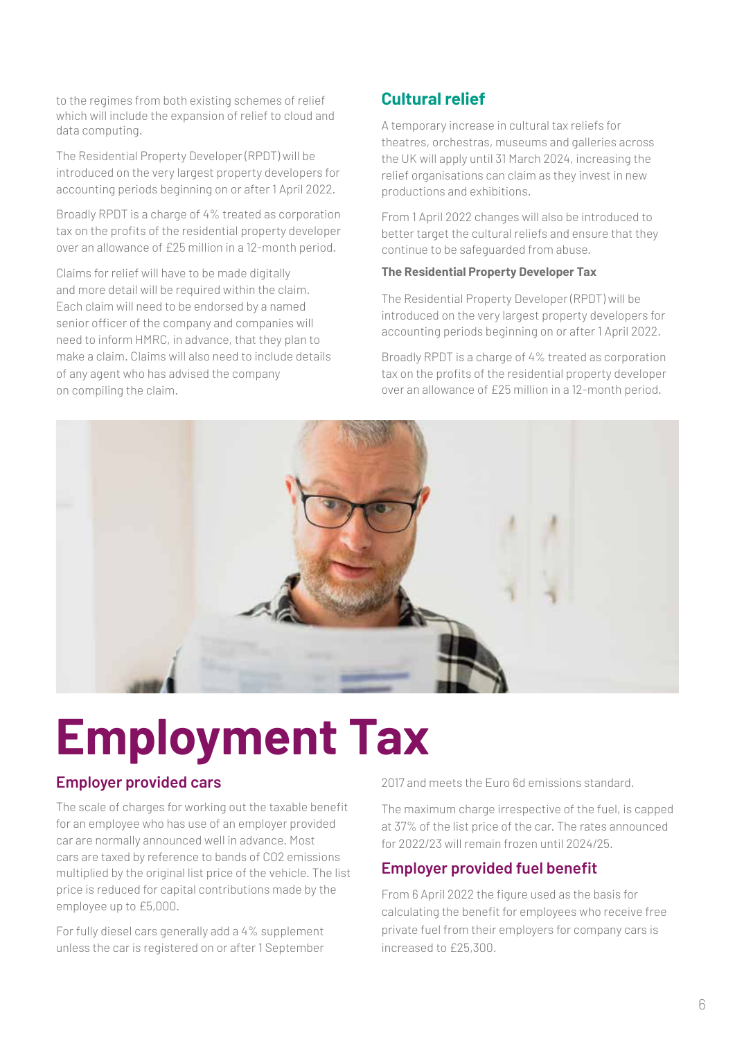to the regimes from both existing schemes of relief which will include the expansion of relief to cloud and data computing.

The Residential Property Developer (RPDT) will be introduced on the very largest property developers for accounting periods beginning on or after 1 April 2022.

Broadly RPDT is a charge of 4% treated as corporation tax on the profits of the residential property developer over an allowance of £25 million in a 12-month period.

Claims for relief will have to be made digitally and more detail will be required within the claim. Each claim will need to be endorsed by a named senior officer of the company and companies will need to inform HMRC, in advance, that they plan to make a claim. Claims will also need to include details of any agent who has advised the company on compiling the claim.

## Cultural relief

A temporary increase in cultural tax reliefs for theatres, orchestras, museums and galleries across the UK will apply until 31 March 2024, increasing the relief organisations can claim as they invest in new productions and exhibitions.

From 1 April 2022 changes will also be introduced to better target the cultural reliefs and ensure that they continue to be safeguarded from abuse.

**The Residential Property Developer Tax**

The Residential Property Developer (RPDT) will be introduced on the very largest property developers for accounting periods beginning on or after 1 April 2022.

Broadly RPDT is a charge of 4% treated as corporation tax on the profits of the residential property developer over an allowance of £25 million in a 12-month period.

# Employment Tax

## Employer provided cars

The scale of charges for working out the taxable benefit for an employee who has use of an employer provided car are normally announced well in advance. Most cars are taxed by reference to bands of CO2 emissions multiplied by the original list price of the vehicle. The list price is reduced for capital contributions made by the employee up to £5,000.

For fully diesel cars generally add a 4% supplement unless the car is registered on or after 1 September 2017 and meets the Euro 6d emissions standard.

The maximum charge irrespective of the fuel, is capped at 37% of the list price of the car. The rates announced for 2022/23 will remain frozen until 2024/25.

## Employer provided fuel benefit

From 6 April 2022 the figure used as the basis for calculating the benefit for employees who receive free private fuel from their employers for company cars is increased to £25,300.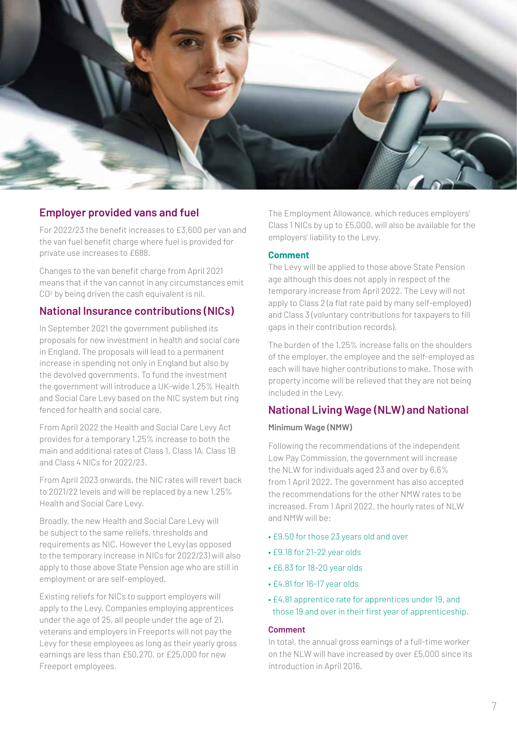## Employer provided vans and fuel

For 2022/23 the benefit increases to £3,600 per van and the van fuel benefit charge where fuel is provided for private use increases to £688.

Changes to the van benefit charge from April 2021 means that if the van cannot in any circumstances emit $CO^2$ by being driven the cash equivalent is nil.

## National Insurance contributions (NICs)

In September 2021 the government published its proposals for new investment in health and social care in England. The proposals will lead to a permanent increase in spending not only in England but also by the devolved governments. To fund the investment the government will introduce a UK-wide 1.25% Health and Social Care Levy based on the NIC system but ring fenced for health and social care.

From April 2022 the Health and Social Care Levy Act provides for a temporary 1.25% increase to both the main and additional rates of Class 1, Class 1A, Class 1B and Class 4 NICs for 2022/23.

From April 2023 onwards, the NIC rates will revert back to 2021/22 levels and will be replaced by a new 1.25% Health and Social Care Levy.

Broadly, the new Health and Social Care Levy will be subject to the same reliefs, thresholds and requirements as NIC. However the Levy (as opposed to the temporary increase in NICs for 2022/23) will also apply to those above State Pension age who are still in employment or are self-employed.

Existing reliefs for NICs to support employers will apply to the Levy. Companies employing apprentices under the age of 25, all people under the age of 21, veterans and employers in Freeports will not pay the Levy for these employees as long as their yearly gross earnings are less than £50,270, or £25,000 for new Freeport employees.

The Employment Allowance, which reduces employers' Class 1 NICs by up to £5,000, will also be available for the employers' liability to the Levy.

**Comment**

The Levy will be applied to those above State Pension age although this does not apply in respect of the temporary increase from April 2022. The Levy will not apply to Class 2 (a flat rate paid by many self-employed) and Class 3 (voluntary contributions for taxpayers to fill gaps in their contribution records).

The burden of the 1.25% increase falls on the shoulders of the employer, the employee and the self-employed as each will have higher contributions to make. Those with property income will be relieved that they are not being included in the Levy.

## National Living Wage (NLW) and National Minimum Wage (NMW)

Following the recommendations of the independent Low Pay Commission, the government will increase the NLW for individuals aged 23 and over by 6.6% from 1 April 2022. The government has also accepted the recommendations for the other NMW rates to be increased. From 1 April 2022, the hourly rates of NLW and NMW will be:

- £9.50 for those 23 years old and over
- £9.18 for 21-22 year olds
- £6.83 for 18-20 year olds
- £4.81 for 16-17 year olds
- £4.81 apprentice rate for apprentices under 19, and those 19 and over in their first year of apprenticeship.

**Comment**

In total, the annual gross earnings of a full-time worker on the NLW will have increased by over £5,000 since its introduction in April 2016.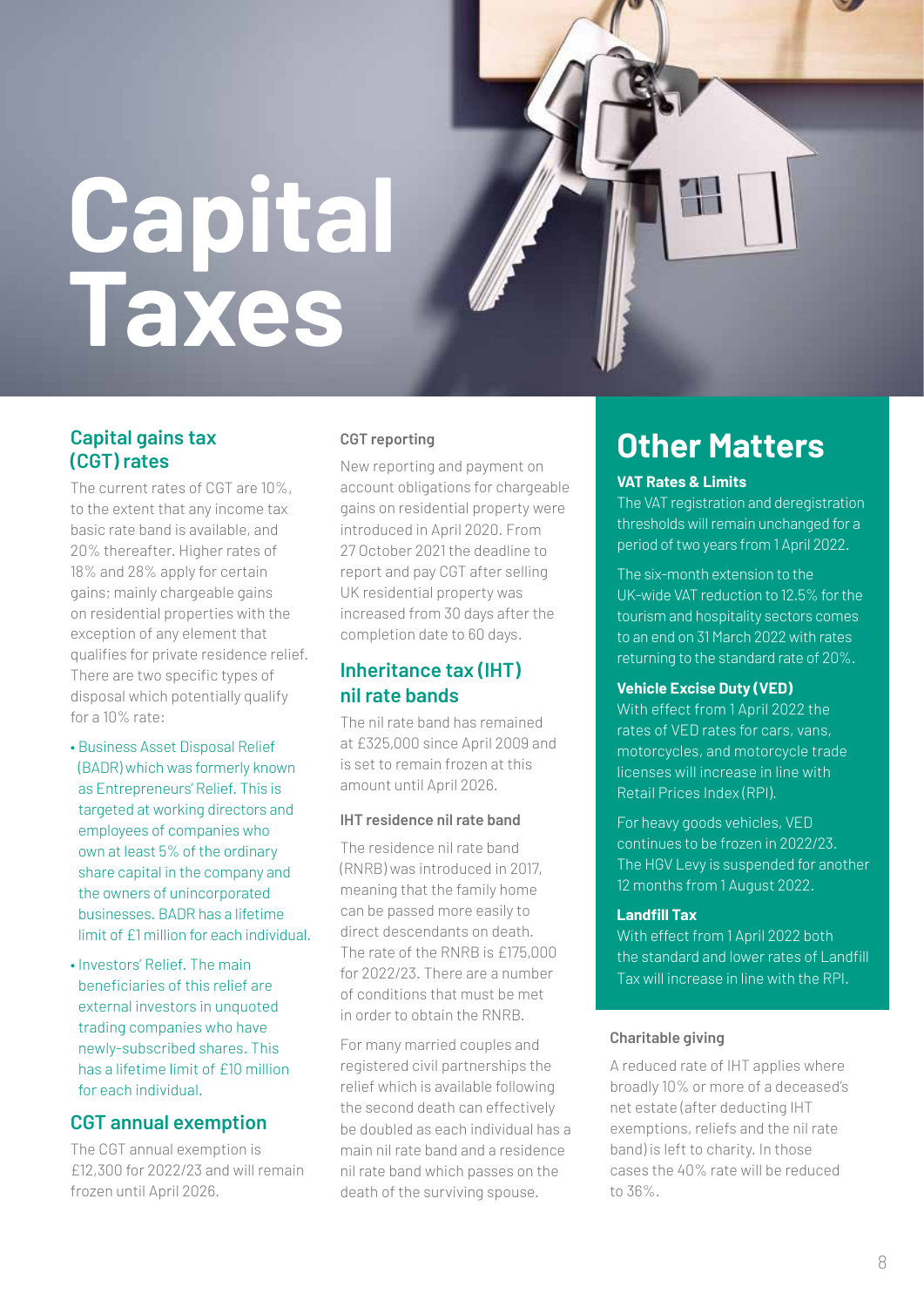# Capital Taxes

## Capital gains tax (CGT) rates

The current rates of CGT are 10%, to the extent that any income tax basic rate band is available, and 20% thereafter. Higher rates of 18% and 28% apply for certain gains; mainly chargeable gains on residential properties with the exception of any element that qualifies for private residence relief. There are two specific types of disposal which potentially qualify for a 10% rate:

- Business Asset Disposal Relief (BADR) which was formerly known as Entrepreneurs' Relief. This is targeted at working directors and employees of companies who own at least 5% of the ordinary share capital in the company and the owners of unincorporated businesses. BADR has a lifetime limit of £1 million for each individual.
- Investors' Relief. The main beneficiaries of this relief are external investors in unquoted trading companies who have newly-subscribed shares. This has a lifetime limit of £10 million for each individual.

## CGT annual exemption

The CGT annual exemption is £12,300 for 2022/23 and will remain frozen until April 2026.

### CGT reporting

New reporting and payment on account obligations for chargeable gains on residential property were introduced in April 2020. From 27 October 2021 the deadline to report and pay CGT after selling UK residential property was increased from 30 days after the completion date to 60 days.

## Inheritance tax (IHT) nil rate bands

The nil rate band has remained at £325,000 since April 2009 and is set to remain frozen at this amount until April 2026.

### IHT residence nil rate band

The residence nil rate band (RNRB) was introduced in 2017, meaning that the family home can be passed more easily to direct descendants on death. The rate of the RNRB is £175,000 for 2022/23. There are a number of conditions that must be met in order to obtain the RNRB.

For many married couples and registered civil partnerships the relief which is available following the second death can effectively be doubled as each individual has a main nil rate band and a residence nil rate band which passes on the death of the surviving spouse.

## Other Matters

### VAT Rates & Limits

The VAT registration and deregistration thresholds will remain unchanged for a period of two years from 1 April 2022.

The six-month extension to the UK-wide VAT reduction to 12.5% for the tourism and hospitality sectors comes to an end on 31 March 2022 with rates returning to the standard rate of 20%.

### Vehicle Excise Duty (VED)

With effect from 1 April 2022 the rates of VED rates for cars, vans, motorcycles, and motorcycle trade licenses will increase in line with Retail Prices Index (RPI).

For heavy goods vehicles, VED continues to be frozen in 2022/23. The HGV Levy is suspended for another 12 months from 1 August 2022.

### Landfill Tax

With effect from 1 April 2022 both the standard and lower rates of Landfill Tax will increase in line with the RPI.

### Charitable giving

A reduced rate of IHT applies where broadly 10% or more of a deceased's net estate (after deducting IHT exemptions, reliefs and the nil rate band) is left to charity. In those cases the 40% rate will be reduced to 36%.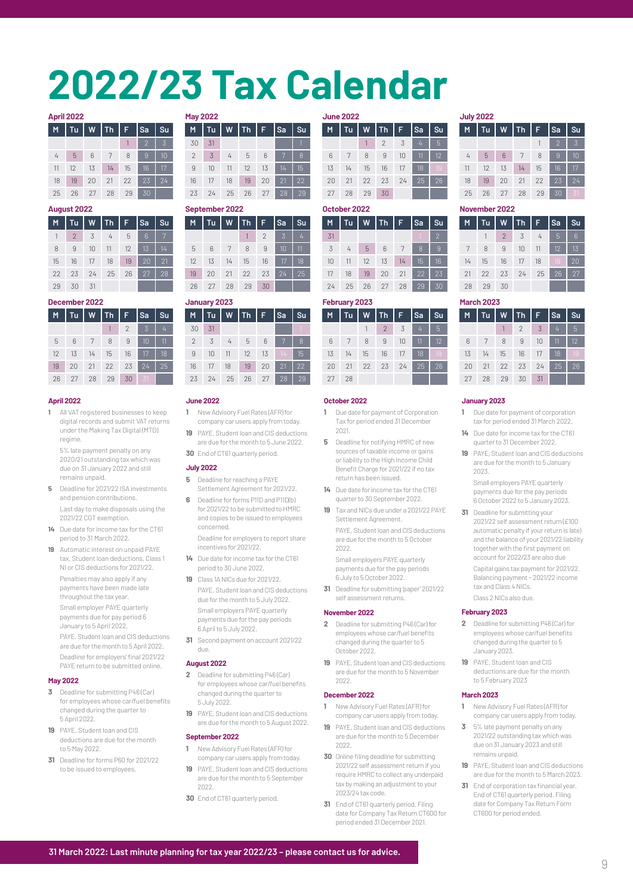# 2022/23 Tax Calendar

**April 2022**

| M | Tu | W | Th | F | Sa | Su |
|---|---|---|---|---|---|---|
| | | | | 1 | 2 | 3 |
| 4 | 5 | 6 | 7 | 8 | 9 | 10 |
| 11 | 12 | 13 | 14 | 15 | 16 | 17 |
| 18 | 19 | 20 | 21 | 22 | 23 | 24 |
| 25 | 26 | 27 | 28 | 29 | 30 | |

**May 2022**

| M | Tu | W | Th | F | Sa | Su |
|---|---|---|---|---|---|---|
| 30 | 31 | | | | | 1 |
| 2 | 3 | 4 | 5 | 6 | 7 | 8 |
| 9 | 10 | 11 | 12 | 13 | 14 | 15 |
| 16 | 17 | 18 | 19 | 20 | 21 | 22 |
| 23 | 24 | 25 | 26 | 27 | 28 | 29 |

**June 2022**

| M | Tu | W | Th | F | Sa | Su |
|---|---|---|---|---|---|---|
| | | 1 | 2 | 3 | 4 | 5 |
| 6 | 7 | 8 | 9 | 10 | 11 | 12 |
| 13 | 14 | 15 | 16 | 17 | 18 | 19 |
| 20 | 21 | 22 | 23 | 24 | 25 | 26 |
| 27 | 28 | 29 | 30 | | | |

**July 2022**

| M | Tu | W | Th | F | Sa | Su |
|---|---|---|---|---|---|---|
| | | | | 1 | 2 | 3 |
| 4 | 5 | 6 | 7 | 8 | 9 | 10 |
| 11 | 12 | 13 | 14 | 15 | 16 | 17 |
| 18 | 19 | 20 | 21 | 22 | 23 | 24 |
| 25 | 26 | 27 | 28 | 29 | 30 | 31 |

**August 2022**

| M | Tu | W | Th | F | Sa | Su |
|---|---|---|---|---|---|---|
| 1 | 2 | 3 | 4 | 5 | 6 | 7 |
| 8 | 9 | 10 | 11 | 12 | 13 | 14 |
| 15 | 16 | 17 | 18 | 19 | 20 | 21 |
| 22 | 23 | 24 | 25 | 26 | 27 | 28 |
| 29 | 30 | 31 | | | | |

**September 2022**

| M | Tu | W | Th | F | Sa | Su |
|---|---|---|---|---|---|---|
| | | | 1 | 2 | 3 | 4 |
| 5 | 6 | 7 | 8 | 9 | 10 | 11 |
| 12 | 13 | 14 | 15 | 16 | 17 | 18 |
| 19 | 20 | 21 | 22 | 23 | 24 | 25 |
| 26 | 27 | 28 | 29 | 30 | | |

**October 2022**

| M | Tu | W | Th | F | Sa | Su |
|---|---|---|---|---|---|---|
| 31 | | | | | 1 | 2 |
| 3 | 4 | 5 | 6 | 7 | 8 | 9 |
| 10 | 11 | 12 | 13 | 14 | 15 | 16 |
| 17 | 18 | 19 | 20 | 21 | 22 | 23 |
| 24 | 25 | 26 | 27 | 28 | 29 | 30 |

**November 2022**

| M | Tu | W | Th | F | Sa | Su |
|---|---|---|---|---|---|---|
| | 1 | 2 | 3 | 4 | 5 | 6 |
| 7 | 8 | 9 | 10 | 11 | 12 | 13 |
| 14 | 15 | 16 | 17 | 18 | 19 | 20 |
| 21 | 22 | 23 | 24 | 25 | 26 | 27 |
| 28 | 29 | 30 | | | | |

**December 2022**

| M | Tu | W | Th | F | Sa | Su |
|---|---|---|---|---|---|---|
| | | | 1 | 2 | 3 | 4 |
| 5 | 6 | 7 | 8 | 9 | 10 | 11 |
| 12 | 13 | 14 | 15 | 16 | 17 | 18 |
| 19 | 20 | 21 | 22 | 23 | 24 | 25 |
| 26 | 27 | 28 | 29 | 30 | 31 | |

**January 2023**

| M | Tu | W | Th | F | Sa | Su |
|---|---|---|---|---|---|---|
| 30 | 31 | | | | | 1 |
| 2 | 3 | 4 | 5 | 6 | 7 | 8 |
| 9 | 10 | 11 | 12 | 13 | 14 | 15 |
| 16 | 17 | 18 | 19 | 20 | 21 | 22 |
| 23 | 24 | 25 | 26 | 27 | 28 | 29 |

**February 2023**

| M | Tu | W | Th | F | Sa | Su |
|---|---|---|---|---|---|---|
| | | 1 | 2 | 3 | 4 | 5 |
| 6 | 7 | 8 | 9 | 10 | 11 | 12 |
| 13 | 14 | 15 | 16 | 17 | 18 | 19 |
| 20 | 21 | 22 | 23 | 24 | 25 | 26 |
| 27 | 28 | | | | | |

**March 2023**

| M | Tu | W | Th | F | Sa | Su |
|---|---|---|---|---|---|---|
| | | 1 | 2 | 3 | 4 | 5 |
| 6 | 7 | 8 | 9 | 10 | 11 | 12 |
| 13 | 14 | 15 | 16 | 17 | 18 | 19 |
| 20 | 21 | 22 | 23 | 24 | 25 | 26 |
| 27 | 28 | 29 | 30 | 31 | | |

### April 2022

**1** All VAT registered businesses to keep digital records and submit VAT returns under the Making Tax Digital (MTD) regime.

5% late payment penalty on any 2020/21 outstanding tax which was due on 31 January 2022 and still remains unpaid.

**5** Deadline for 2021/22 ISA investments and pension contributions.

Last day to make disposals using the 2021/22 CGT exemption.

**14** Due date for income tax for the CT61 period to 31 March 2022.

**19** Automatic interest on unpaid PAYE tax, Student loan deductions, Class 1 NI or CIS deductions for 2021/22.

Penalties may also apply if any payments have been made late throughout the tax year.

Small employer PAYE quarterly payments due for pay period 6 January to 5 April 2022.

PAYE, Student loan and CIS deductions are due for the month to 5 April 2022.

Deadline for employers' final 2021/22 PAYE return to be submitted online.

### May 2022

**3** Deadline for submitting P46(Car) for employees whose car/fuel benefits changed during the quarter to 5 April 2022.

**19** PAYE, Student loan and CIS deductions are due for the month to 5 May 2022.

**31** Deadline for forms P60 for 2021/22 to be issued to employees.

### June 2022

**1** New Advisory Fuel Rates (AFR) for company car users apply from today.

**19** PAYE, Student loan and CIS deductions are due for the month to 5 June 2022.

**30** End of CT61 quarterly period.

### July 2022

**5** Deadline for reaching a PAYE Settlement Agreement for 2021/22.

**6** Deadline for forms P11D and P11D(b) for 2021/22 to be submitted to HMRC and copies to be issued to employees concerned.

Deadline for employers to report share incentives for 2021/22.

**14** Due date for income tax for the CT61 period to 30 June 2022.

**19** Class 1A NICs due for 2021/22.

PAYE, Student loan and CIS deductions due for the month to 5 July 2022.

Small employers PAYE quarterly payments due for the pay periods 6 April to 5 July 2022.

**31** Second payment on account 2021/22 due.

### August 2022

**2** Deadline for submitting P46(Car) for employees whose car/fuel benefits changed during the quarter to 5 July 2022.

**19** PAYE, Student loan and CIS deductions are due for the month to 5 August 2022.

### September 2022

**1** New Advisory Fuel Rates (AFR) for company car users apply from today.

**19** PAYE, Student loan and CIS deductions are due for the month to 5 September 2022.

**30** End of CT61 quarterly period.

### October 2022

**1** Due date for payment of Corporation Tax for period ended 31 December 2021.

**5** Deadline for notifying HMRC of new sources of taxable income or gains or liability to the High Income Child Benefit Charge for 2021/22 if no tax return has been issued.

**14** Due date for income tax for the CT61 quarter to 30 September 2022.

**19** Tax and NICs due under a 2021/22 PAYE Settlement Agreement.

PAYE, Student loan and CIS deductions are due for the month to 5 October 2022.

Small employers PAYE quarterly payments due for the pay periods 6 July to 5 October 2022.

**31** Deadline for submitting 'paper' 2021/22 self assessment returns.

### November 2022

**2** Deadline for submitting P46(Car) for employees whose car/fuel benefits changed during the quarter to 5 October 2022.

**19** PAYE, Student loan and CIS deductions are due for the month to 5 November 2022.

### December 2022

**1** New Advisory Fuel Rates (AFR) for company car users apply from today.

**19** PAYE, Student loan and CIS deductions are due for the month to 5 December 2022.

**30** Online filing deadline for submitting 2021/22 self assessment return if you require HMRC to collect any underpaid tax by making an adjustment to your 2023/24 tax code.

**31** End of CT61 quarterly period. Filing date for Company Tax Return CT600 for period ended 31 December 2021.

### January 2023

**1** Due date for payment of corporation tax for period ended 31 March 2022.

**14** Due date for income tax for the CT61 quarter to 31 December 2022.

**19** PAYE, Student loan and CIS deductions are due for the month to 5 January 2023.

Small employers PAYE quarterly payments due for the pay periods 6 October 2022 to 5 January 2023.

**31** Deadline for submitting your 2021/22 self assessment return (£100 automatic penalty if your return is late) and the balance of your 2021/22 liability together with the first payment on account for 2022/23 are also due

Capital gains tax payment for 2021/22. Balancing payment – 2021/22 income tax and Class 4 NICs.

Class 2 NICs also due.

### February 2023

**2** Deadline for submitting P46(Car) for employees whose car/fuel benefits changed during the quarter to 5 January 2023.

**19** PAYE, Student loan and CIS deductions are due for the month to 5 February 2023

### March 2023

**1** New Advisory Fuel Rates (AFR) for company car users apply from today.

**3** 5% late payment penalty on any 2021/22 outstanding tax which was due on 31 January 2023 and still remains unpaid.

**19** PAYE, Student loan and CIS deductions are due for the month to 5 March 2023.

**31** End of corporation tax financial year. End of CT61 quarterly period. Filing date for Company Tax Return Form CT600 for period ended.

**31 March 2022: Last minute planning for tax year 2022/23 – please contact us for advice.**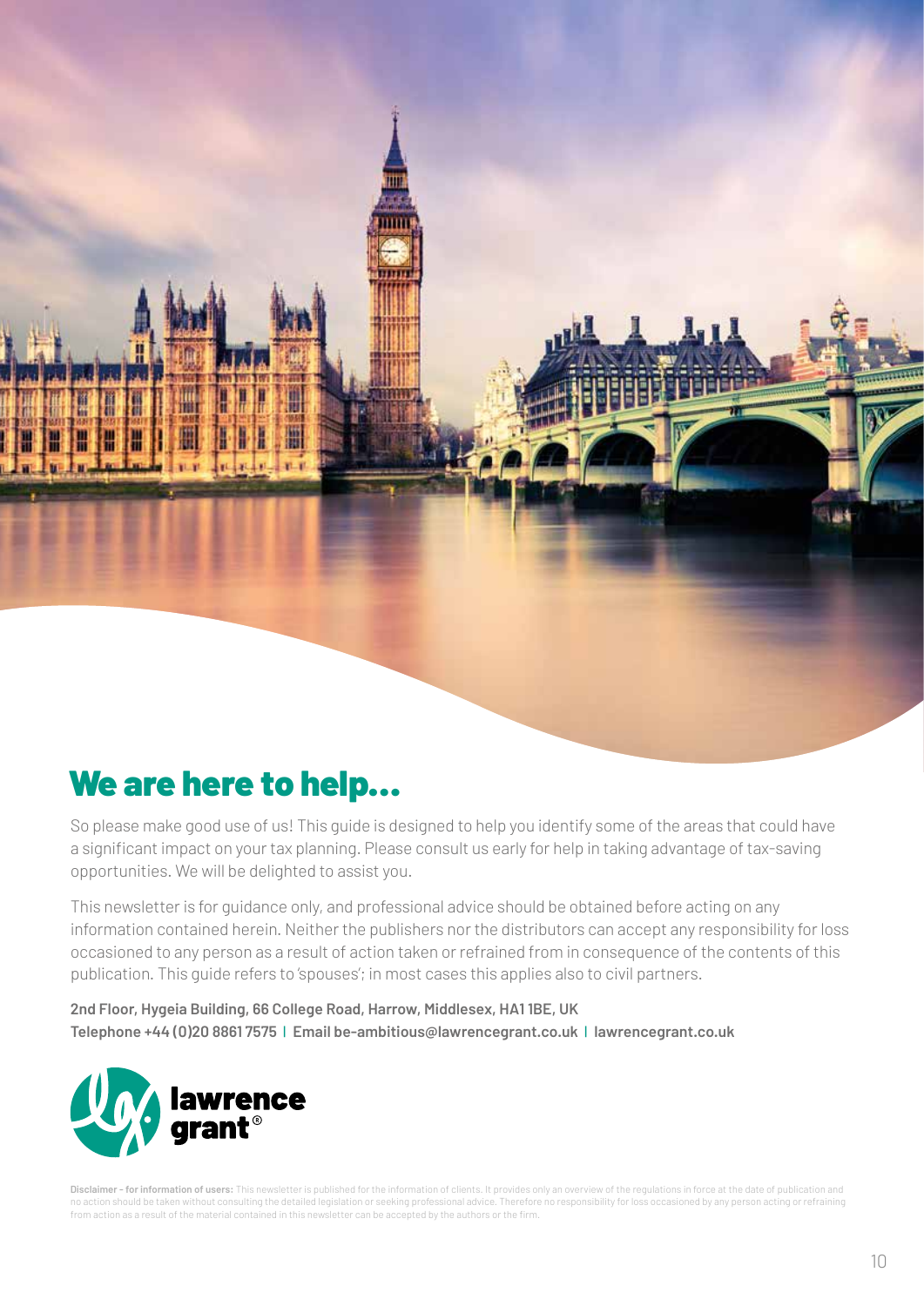## We are here to help...

So please make good use of us! This guide is designed to help you identify some of the areas that could have a significant impact on your tax planning. Please consult us early for help in taking advantage of tax-saving opportunities. We will be delighted to assist you.

This newsletter is for guidance only, and professional advice should be obtained before acting on any information contained herein. Neither the publishers nor the distributors can accept any responsibility for loss occasioned to any person as a result of action taken or refrained from in consequence of the contents of this publication. This guide refers to 'spouses'; in most cases this applies also to civil partners.

**2nd Floor, Hygeia Building, 66 College Road, Harrow, Middlesex, HA1 1BE, UK**
**Telephone +44 (0)20 8861 7575 | Email be-ambitious@lawrencegrant.co.uk | lawrencegrant.co.uk**

lawrence grant®

**Disclaimer – for information of users:** This newsletter is published for the information of clients. It provides only an overview of the regulations in force at the date of publication and no action should be taken without consulting the detailed legislation or seeking professional advice. Therefore no responsibility for loss occasioned by any person acting or refraining from action as a result of the material contained in this newsletter can be accepted by the authors or the firm.